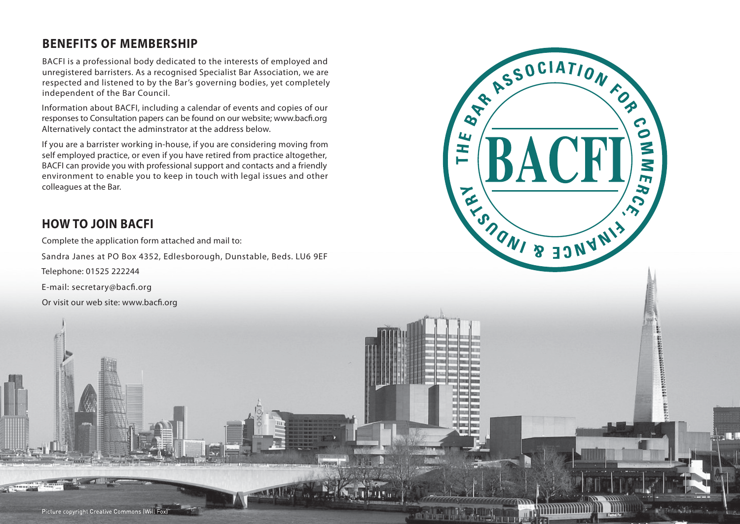## BENEFITS OF MEMBERSHIP

BACFI is a professional body dedicated to the interests of employed and unregistered barristers. As a recognised Specialist Bar Association, we are respected and listened to by the Bar's governing bodies, yet completely independent of the Bar Council.

Information about BACFI, including a calendar of events and copies of our responses to Consultation papers can be found on our website; www.bacfi.org Alternatively contact the adminstrator at the address below.

If you are a barrister working in-house, if you are considering moving from self employed practice, or even if you have retired from practice altogether, BACFI can provide you with professional support and contacts and a friendly environment to enable you to keep in touch with legal issues and other colleagues at the Bar.

## HOW TO JOIN BACFI

Complete the application form attached and mail to:

Sandra Janes at PO Box 4352, Edlesborough, Dunstable, Beds. LU6 9EF

Telephone: 01525 222244

E-mail: secretary@bacfi.org

Or visit our web site: www.bacfi.org

THE BAR ASSOCIATION FOR COMMERCE, FINANCE & INDUSTRY

BACFI

Picture copyright Creative Commons (Will Fox)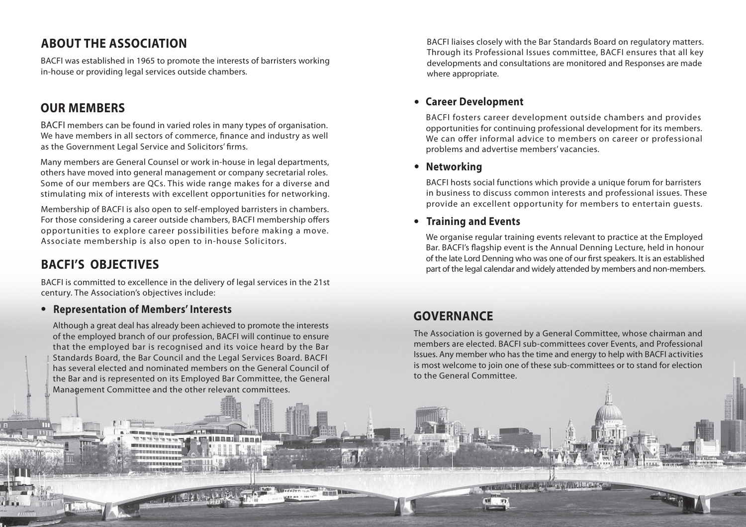## ABOUT THE ASSOCIATION

BACFI was established in 1965 to promote the interests of barristers working in-house or providing legal services outside chambers.

## OUR MEMBERS

BACFI members can be found in varied roles in many types of organisation. We have members in all sectors of commerce, finance and industry as well as the Government Legal Service and Solicitors' firms.

Many members are General Counsel or work in-house in legal departments, others have moved into general management or company secretarial roles. Some of our members are QCs. This wide range makes for a diverse and stimulating mix of interests with excellent opportunities for networking.

Membership of BACFI is also open to self-employed barristers in chambers. For those considering a career outside chambers, BACFI membership offers opportunities to explore career possibilities before making a move. Associate membership is also open to in-house Solicitors.

## BACFI'S OBJECTIVES

BACFI is committed to excellence in the delivery of legal services in the 21st century. The Association's objectives include:

- **Representation of Members' Interests**

  Although a great deal has already been achieved to promote the interests of the employed branch of our profession, BACFI will continue to ensure that the employed bar is recognised and its voice heard by the Bar Standards Board, the Bar Council and the Legal Services Board. BACFI has several elected and nominated members on the General Council of the Bar and is represented on its Employed Bar Committee, the General Management Committee and the other relevant committees.

  BACFI liaises closely with the Bar Standards Board on regulatory matters. Through its Professional Issues committee, BACFI ensures that all key developments and consultations are monitored and Responses are made where appropriate.

- **Career Development**

  BACFI fosters career development outside chambers and provides opportunities for continuing professional development for its members. We can offer informal advice to members on career or professional problems and advertise members' vacancies.

- **Networking**

  BACFI hosts social functions which provide a unique forum for barristers in business to discuss common interests and professional issues. These provide an excellent opportunity for members to entertain guests.

- **Training and Events**

  We organise regular training events relevant to practice at the Employed Bar. BACFI's flagship event is the Annual Denning Lecture, held in honour of the late Lord Denning who was one of our first speakers. It is an established part of the legal calendar and widely attended by members and non-members.

## GOVERNANCE

The Association is governed by a General Committee, whose chairman and members are elected. BACFI sub-committees cover Events, and Professional Issues. Any member who has the time and energy to help with BACFI activities is most welcome to join one of these sub-committees or to stand for election to the General Committee.